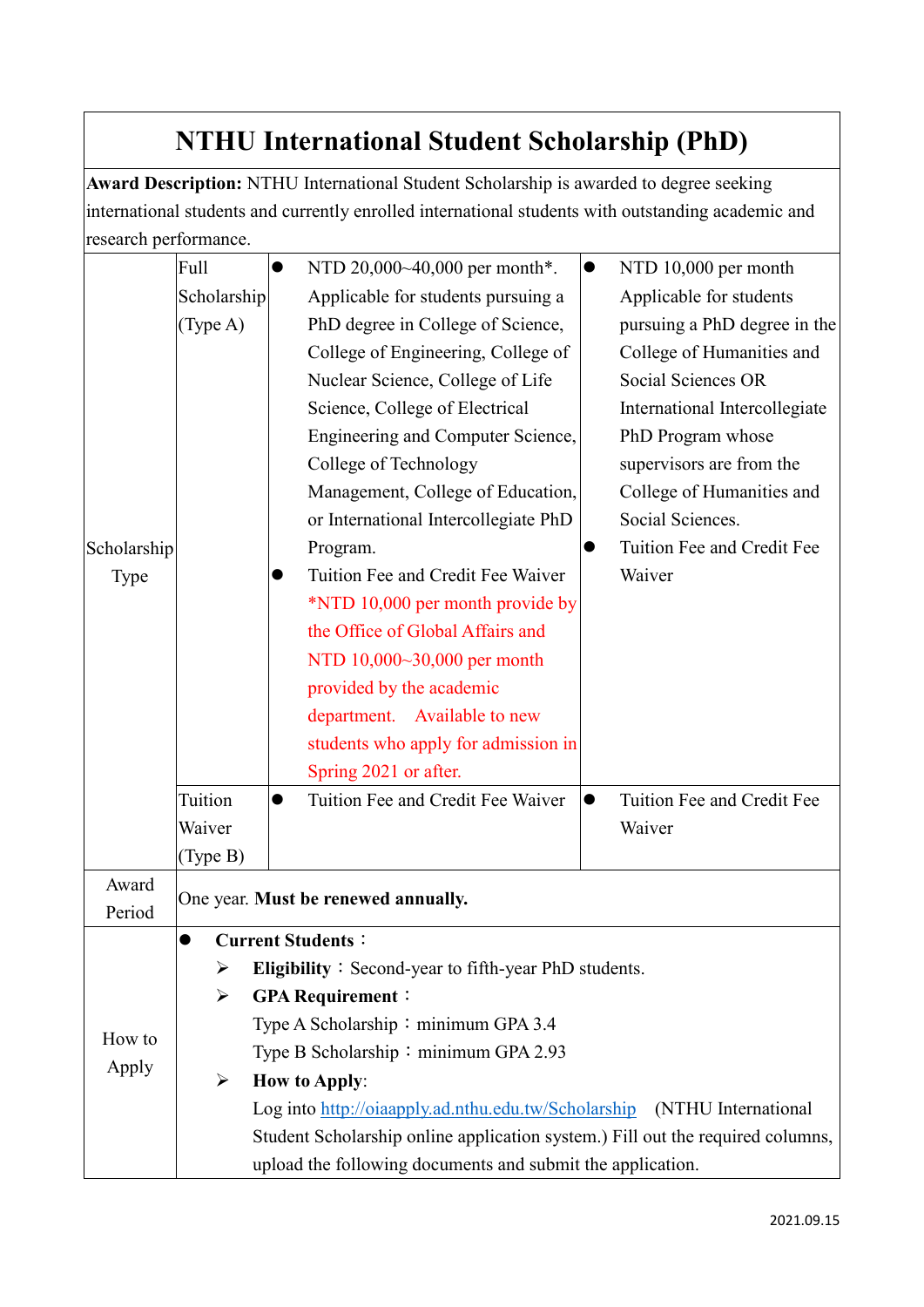# NTHU International Student Scholarship (PhD)

**Award Description:** NTHU International Student Scholarship is awarded to degree seeking international students and currently enrolled international students with outstanding academic and research performance.

| Scholarship Type | | | |
|---|---|---|---|
| | Full Scholarship (Type A) | ● NTD 20,000~40,000 per month*. Applicable for students pursuing a PhD degree in College of Science, College of Engineering, College of Nuclear Science, College of Life Science, College of Electrical Engineering and Computer Science, College of Technology Management, College of Education, or International Intercollegiate PhD Program.<br>● Tuition Fee and Credit Fee Waiver<br>*NTD 10,000 per month provide by the Office of Global Affairs and NTD 10,000~30,000 per month provided by the academic department. Available to new students who apply for admission in Spring 2021 or after. | ● NTD 10,000 per month Applicable for students pursuing a PhD degree in the College of Humanities and Social Sciences OR International Intercollegiate PhD Program whose supervisors are from the College of Humanities and Social Sciences.<br>● Tuition Fee and Credit Fee Waiver |
| | Tuition Waiver (Type B) | ● Tuition Fee and Credit Fee Waiver | ● Tuition Fee and Credit Fee Waiver |
| Award Period | One year. **Must be renewed annually.** | | |
| How to Apply | ● **Current Students**：<br>➢ **Eligibility**：Second-year to fifth-year PhD students.<br>➢ **GPA Requirement**：<br>Type A Scholarship：minimum GPA 3.4<br>Type B Scholarship：minimum GPA 2.93<br>➢ **How to Apply**:<br>Log into http://oiaapply.ad.nthu.edu.tw/Scholarship (NTHU International Student Scholarship online application system.) Fill out the required columns, upload the following documents and submit the application. | | |

2021.09.15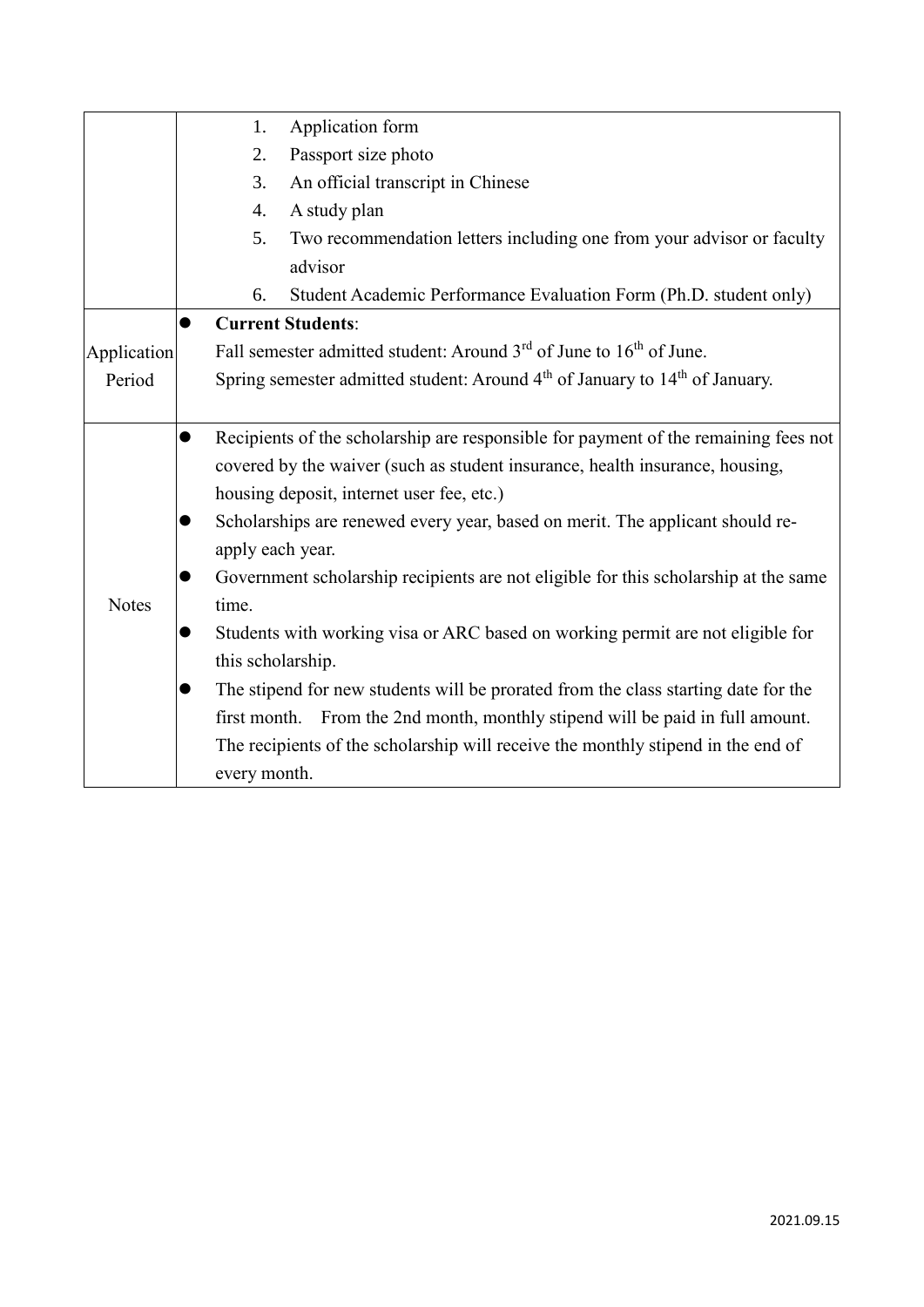| | |
|---|---|
| | 1. Application form<br>2. Passport size photo<br>3. An official transcript in Chinese<br>4. A study plan<br>5. Two recommendation letters including one from your advisor or faculty advisor<br>6. Student Academic Performance Evaluation Form (Ph.D. student only) |
| Application Period | ● **Current Students**:<br>Fall semester admitted student: Around 3rd of June to 16th of June.<br>Spring semester admitted student: Around 4th of January to 14th of January. |
| Notes | ● Recipients of the scholarship are responsible for payment of the remaining fees not covered by the waiver (such as student insurance, health insurance, housing, housing deposit, internet user fee, etc.)<br>● Scholarships are renewed every year, based on merit. The applicant should re-apply each year.<br>● Government scholarship recipients are not eligible for this scholarship at the same time.<br>● Students with working visa or ARC based on working permit are not eligible for this scholarship.<br>● The stipend for new students will be prorated from the class starting date for the first month. From the 2nd month, monthly stipend will be paid in full amount. The recipients of the scholarship will receive the monthly stipend in the end of every month. |

2021.09.15